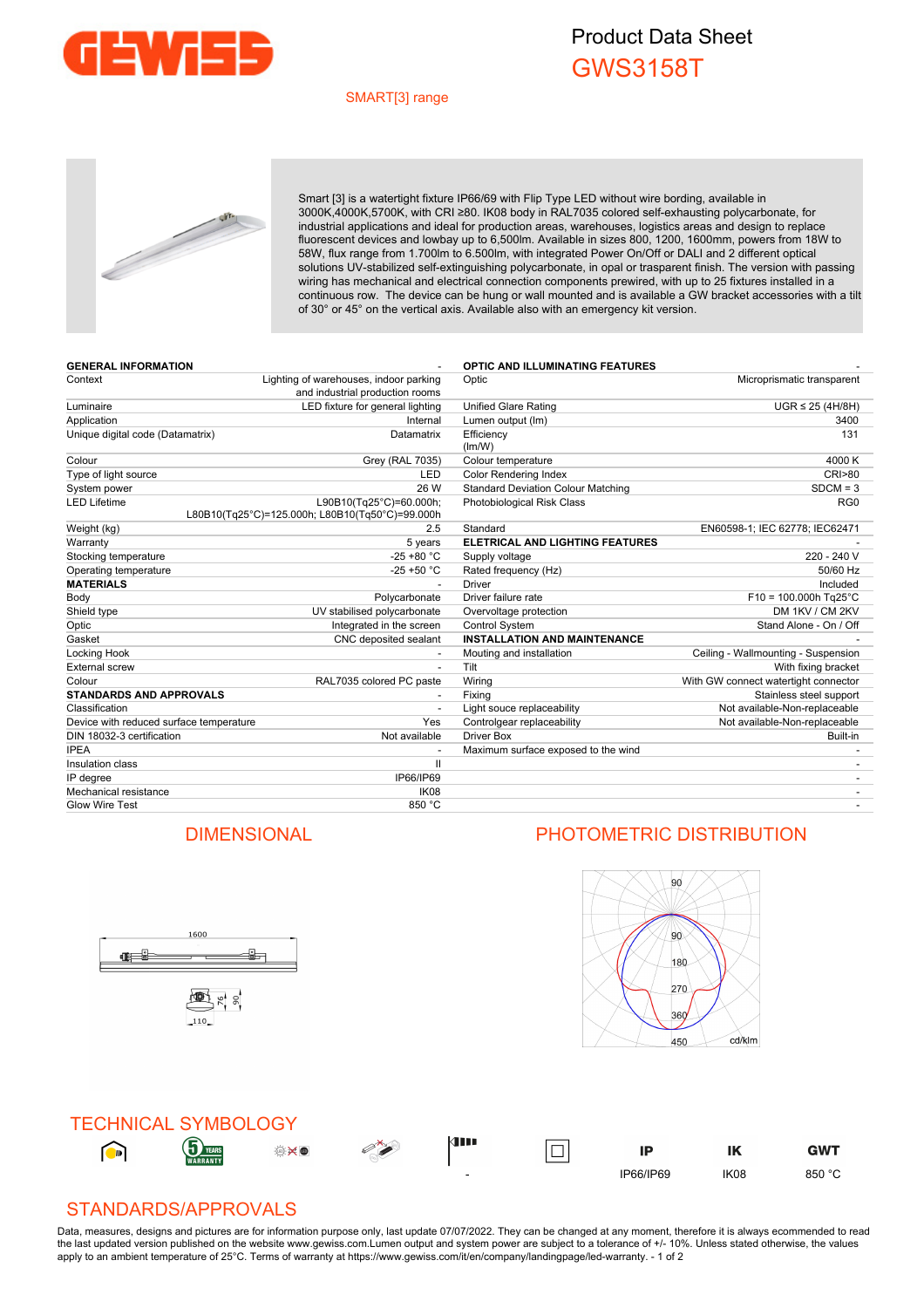# Product Data Sheet
## GWS3158T

SMART[3] range

Smart [3] is a watertight fixture IP66/69 with Flip Type LED without wire bording, available in 3000K,4000K,5700K, with CRI ≥80. IK08 body in RAL7035 colored self-exhausting polycarbonate, for industrial applications and ideal for production areas, warehouses, logistics areas and design to replace fluorescent devices and lowbay up to 6,500lm. Available in sizes 800, 1200, 1600mm, powers from 18W to 58W, flux range from 1.700lm to 6.500lm, with integrated Power On/Off or DALI and 2 different optical solutions UV-stabilized self-extinguishing polycarbonate, in opal or trasparent finish. The version with passing wiring has mechanical and electrical connection components prewired, with up to 25 fixtures installed in a continuous row. The device can be hung or wall mounted and is available a GW bracket accessories with a tilt of 30° or 45° on the vertical axis. Available also with an emergency kit version.

| GENERAL INFORMATION | - |
|---|---|
| Context | Lighting of warehouses, indoor parking and industrial production rooms |
| Luminaire | LED fixture for general lighting |
| Application | Internal |
| Unique digital code (Datamatrix) | Datamatrix |
| Colour | Grey (RAL 7035) |
| Type of light source | LED |
| System power | 26 W |
| LED Lifetime | L90B10(Tq25°C)=60.000h; L80B10(Tq25°C)=125.000h; L80B10(Tq50°C)=99.000h |
| Weight (kg) | 2.5 |
| Warranty | 5 years |
| Stocking temperature | -25 +80 °C |
| Operating temperature | -25 +50 °C |
| **MATERIALS** | - |
| Body | Polycarbonate |
| Shield type | UV stabilised polycarbonate |
| Optic | Integrated in the screen |
| Gasket | CNC deposited sealant |
| Locking Hook | - |
| External screw | - |
| Colour | RAL7035 colored PC paste |
| **STANDARDS AND APPROVALS** | - |
| Classification | - |
| Device with reduced surface temperature | Yes |
| DIN 18032-3 certification | Not available |
| IPEA | - |
| Insulation class | II |
| IP degree | IP66/IP69 |
| Mechanical resistance | IK08 |
| Glow Wire Test | 850 °C |

| OPTIC AND ILLUMINATING FEATURES | - |
|---|---|
| Optic | Microprismatic transparent |
| Unified Glare Rating | UGR ≤ 25 (4H/8H) |
| Lumen output (lm) | 3400 |
| Efficiency (lm/W) | 131 |
| Colour temperature | 4000 K |
| Color Rendering Index | CRI>80 |
| Standard Deviation Colour Matching | SDCM = 3 |
| Photobiological Risk Class | RG0 |
| Standard | EN60598-1; IEC 62778; IEC62471 |
| **ELETRICAL AND LIGHTING FEATURES** | - |
| Supply voltage | 220 - 240 V |
| Rated frequency (Hz) | 50/60 Hz |
| Driver | Included |
| Driver failure rate | F10 = 100.000h Tq25°C |
| Overvoltage protection | DM 1KV / CM 2KV |
| Control System | Stand Alone - On / Off |
| **INSTALLATION AND MAINTENANCE** | - |
| Mouting and installation | Ceiling - Wallmounting - Suspension |
| Tilt | With fixing bracket |
| Wiring | With GW connect watertight connector |
| Fixing | Stainless steel support |
| Light souce replaceability | Not available-Non-replaceable |
| Controlgear replaceability | Not available-Non-replaceable |
| Driver Box | Built-in |
| Maximum surface exposed to the wind | - |

## DIMENSIONAL

1600

76 90

110

## PHOTOMETRIC DISTRIBUTION

90 90 180 270 360 450 cd/klm

## TECHNICAL SYMBOLOGY

| | | | | | | IP | IK | GWT |
|---|---|---|---|---|---|---|---|---|
| | 5 YEARS WARRANTY | | | - | | IP66/IP69 | IK08 | 850 °C |

## STANDARDS/APPROVALS

Data, measures, designs and pictures are for information purpose only, last update 07/07/2022. They can be changed at any moment, therefore it is always ecommended to read the last updated version published on the website www.gewiss.com.Lumen output and system power are subject to a tolerance of +/- 10%. Unless stated otherwise, the values apply to an ambient temperature of 25°C. Terms of warranty at https://www.gewiss.com/it/en/company/landingpage/led-warranty.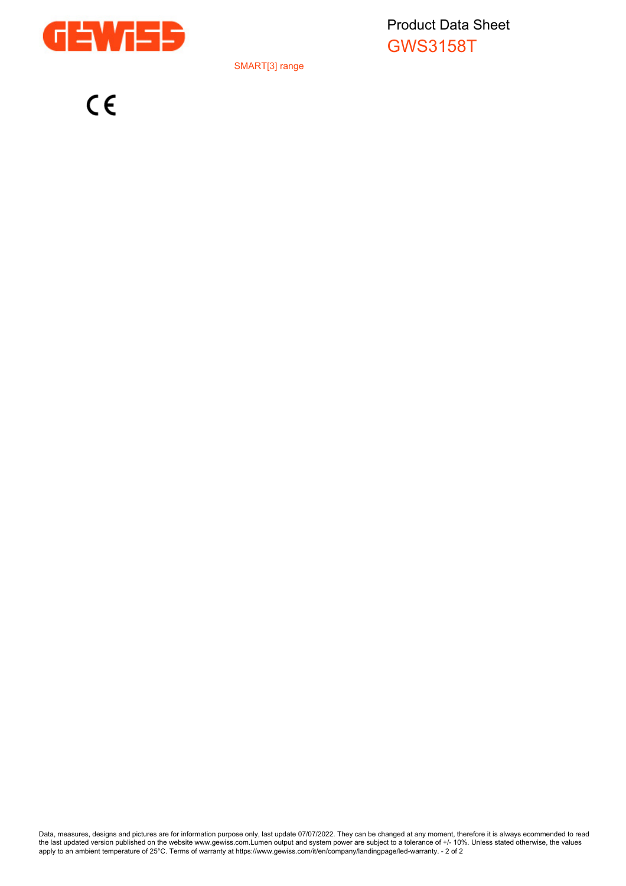CE